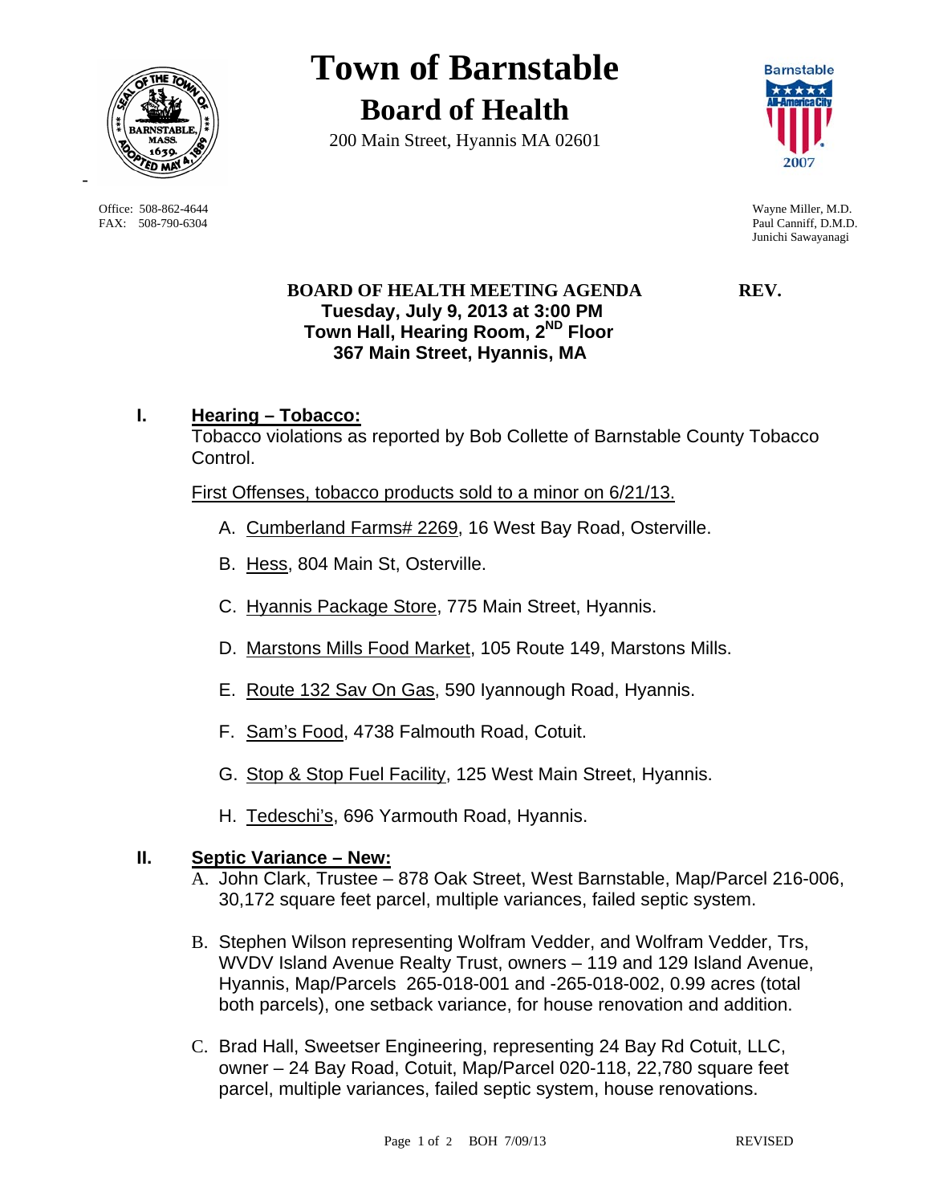# Town of Barnstable

## Board of Health

200 Main Street, Hyannis MA 02601

Office: 508-862-4644
FAX: 508-790-6304

Wayne Miller, M.D.
Paul Canniff, D.M.D.
Junichi Sawayanagi

**BOARD OF HEALTH MEETING AGENDA** **REV.**
**Tuesday, July 9, 2013 at 3:00 PM**
**Town Hall, Hearing Room, 2ND Floor**
**367 Main Street, Hyannis, MA**

## I. Hearing – Tobacco:

Tobacco violations as reported by Bob Collette of Barnstable County Tobacco Control.

First Offenses, tobacco products sold to a minor on 6/21/13.

A. Cumberland Farms# 2269, 16 West Bay Road, Osterville.

B. Hess, 804 Main St, Osterville.

C. Hyannis Package Store, 775 Main Street, Hyannis.

D. Marstons Mills Food Market, 105 Route 149, Marstons Mills.

E. Route 132 Sav On Gas, 590 Iyannough Road, Hyannis.

F. Sam's Food, 4738 Falmouth Road, Cotuit.

G. Stop & Stop Fuel Facility, 125 West Main Street, Hyannis.

H. Tedeschi's, 696 Yarmouth Road, Hyannis.

## II. Septic Variance – New:

A. John Clark, Trustee – 878 Oak Street, West Barnstable, Map/Parcel 216-006, 30,172 square feet parcel, multiple variances, failed septic system.

B. Stephen Wilson representing Wolfram Vedder, and Wolfram Vedder, Trs, WVDV Island Avenue Realty Trust, owners – 119 and 129 Island Avenue, Hyannis, Map/Parcels 265-018-001 and -265-018-002, 0.99 acres (total both parcels), one setback variance, for house renovation and addition.

C. Brad Hall, Sweetser Engineering, representing 24 Bay Rd Cotuit, LLC, owner – 24 Bay Road, Cotuit, Map/Parcel 020-118, 22,780 square feet parcel, multiple variances, failed septic system, house renovations.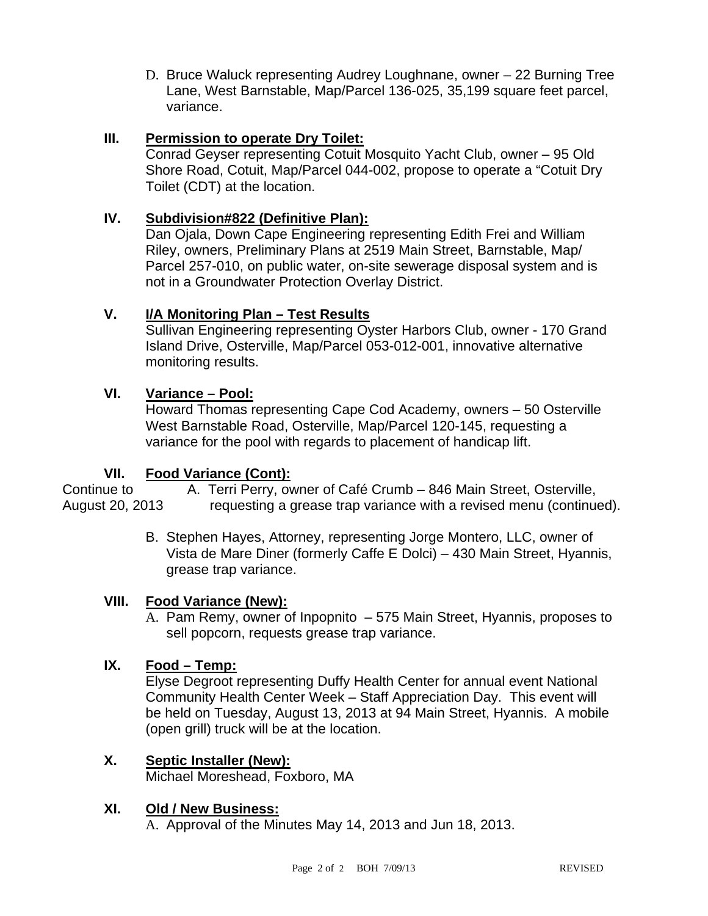D. Bruce Waluck representing Audrey Loughnane, owner – 22 Burning Tree Lane, West Barnstable, Map/Parcel 136-025, 35,199 square feet parcel, variance.

## III. Permission to operate Dry Toilet:

Conrad Geyser representing Cotuit Mosquito Yacht Club, owner – 95 Old Shore Road, Cotuit, Map/Parcel 044-002, propose to operate a "Cotuit Dry Toilet (CDT) at the location.

## IV. Subdivision#822 (Definitive Plan):

Dan Ojala, Down Cape Engineering representing Edith Frei and William Riley, owners, Preliminary Plans at 2519 Main Street, Barnstable, Map/ Parcel 257-010, on public water, on-site sewerage disposal system and is not in a Groundwater Protection Overlay District.

## V. I/A Monitoring Plan – Test Results

Sullivan Engineering representing Oyster Harbors Club, owner - 170 Grand Island Drive, Osterville, Map/Parcel 053-012-001, innovative alternative monitoring results.

## VI. Variance – Pool:

Howard Thomas representing Cape Cod Academy, owners – 50 Osterville West Barnstable Road, Osterville, Map/Parcel 120-145, requesting a variance for the pool with regards to placement of handicap lift.

## VII. Food Variance (Cont):

Continue to August 20, 2013

A. Terri Perry, owner of Café Crumb – 846 Main Street, Osterville, requesting a grease trap variance with a revised menu (continued).

B. Stephen Hayes, Attorney, representing Jorge Montero, LLC, owner of Vista de Mare Diner (formerly Caffe E Dolci) – 430 Main Street, Hyannis, grease trap variance.

## VIII. Food Variance (New):

A. Pam Remy, owner of Inpopnito – 575 Main Street, Hyannis, proposes to sell popcorn, requests grease trap variance.

## IX. Food – Temp:

Elyse Degroot representing Duffy Health Center for annual event National Community Health Center Week – Staff Appreciation Day. This event will be held on Tuesday, August 13, 2013 at 94 Main Street, Hyannis. A mobile (open grill) truck will be at the location.

## X. Septic Installer (New):

Michael Moreshead, Foxboro, MA

## XI. Old / New Business:

A. Approval of the Minutes May 14, 2013 and Jun 18, 2013.